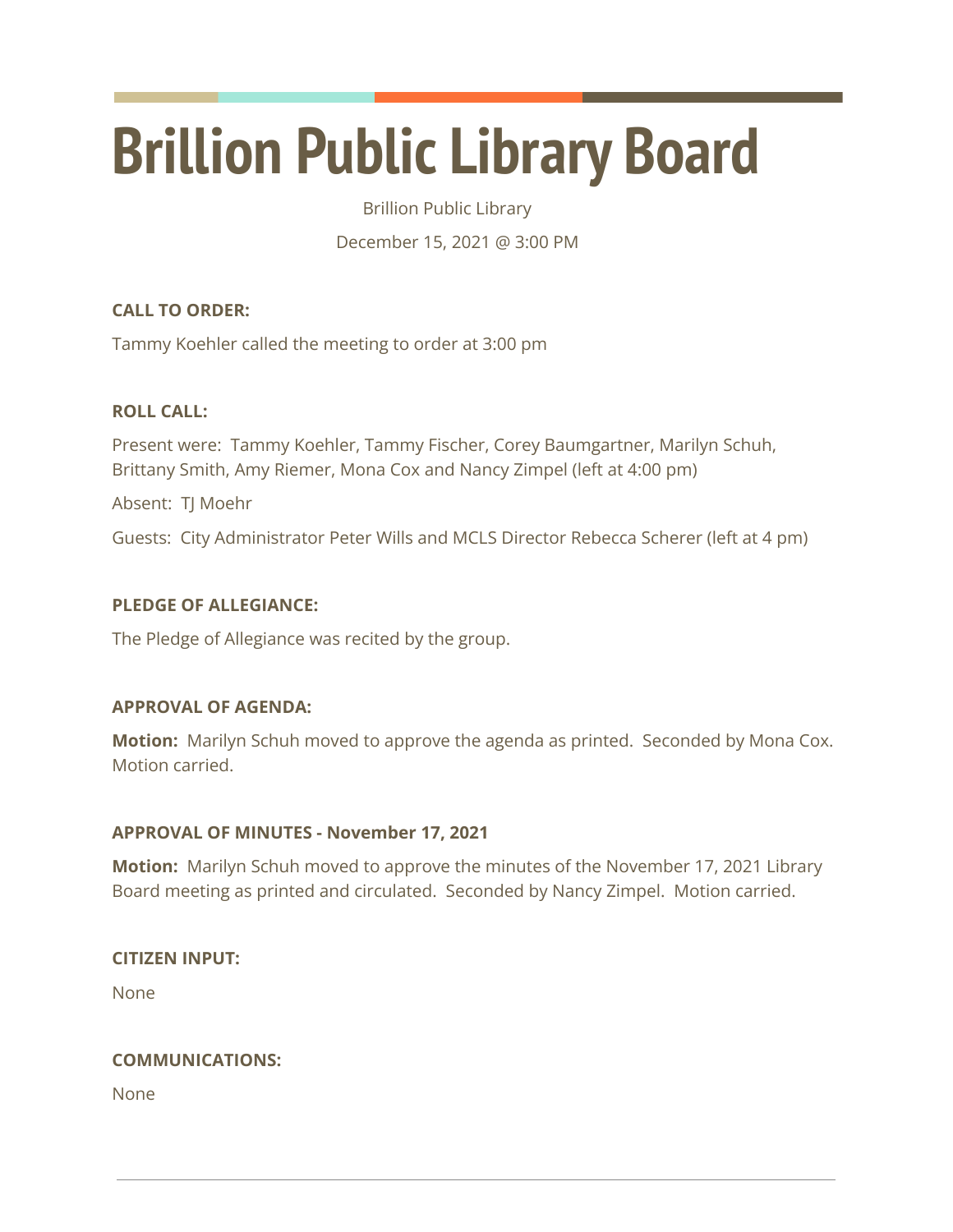# Brillion Public Library Board

Brillion Public Library

December 15, 2021 @ 3:00 PM

**CALL TO ORDER:**

Tammy Koehler called the meeting to order at 3:00 pm

**ROLL CALL:**

Present were: Tammy Koehler, Tammy Fischer, Corey Baumgartner, Marilyn Schuh, Brittany Smith, Amy Riemer, Mona Cox and Nancy Zimpel (left at 4:00 pm)

Absent: TJ Moehr

Guests: City Administrator Peter Wills and MCLS Director Rebecca Scherer (left at 4 pm)

**PLEDGE OF ALLEGIANCE:**

The Pledge of Allegiance was recited by the group.

**APPROVAL OF AGENDA:**

**Motion:** Marilyn Schuh moved to approve the agenda as printed. Seconded by Mona Cox. Motion carried.

**APPROVAL OF MINUTES - November 17, 2021**

**Motion:** Marilyn Schuh moved to approve the minutes of the November 17, 2021 Library Board meeting as printed and circulated. Seconded by Nancy Zimpel. Motion carried.

**CITIZEN INPUT:**

None

**COMMUNICATIONS:**

None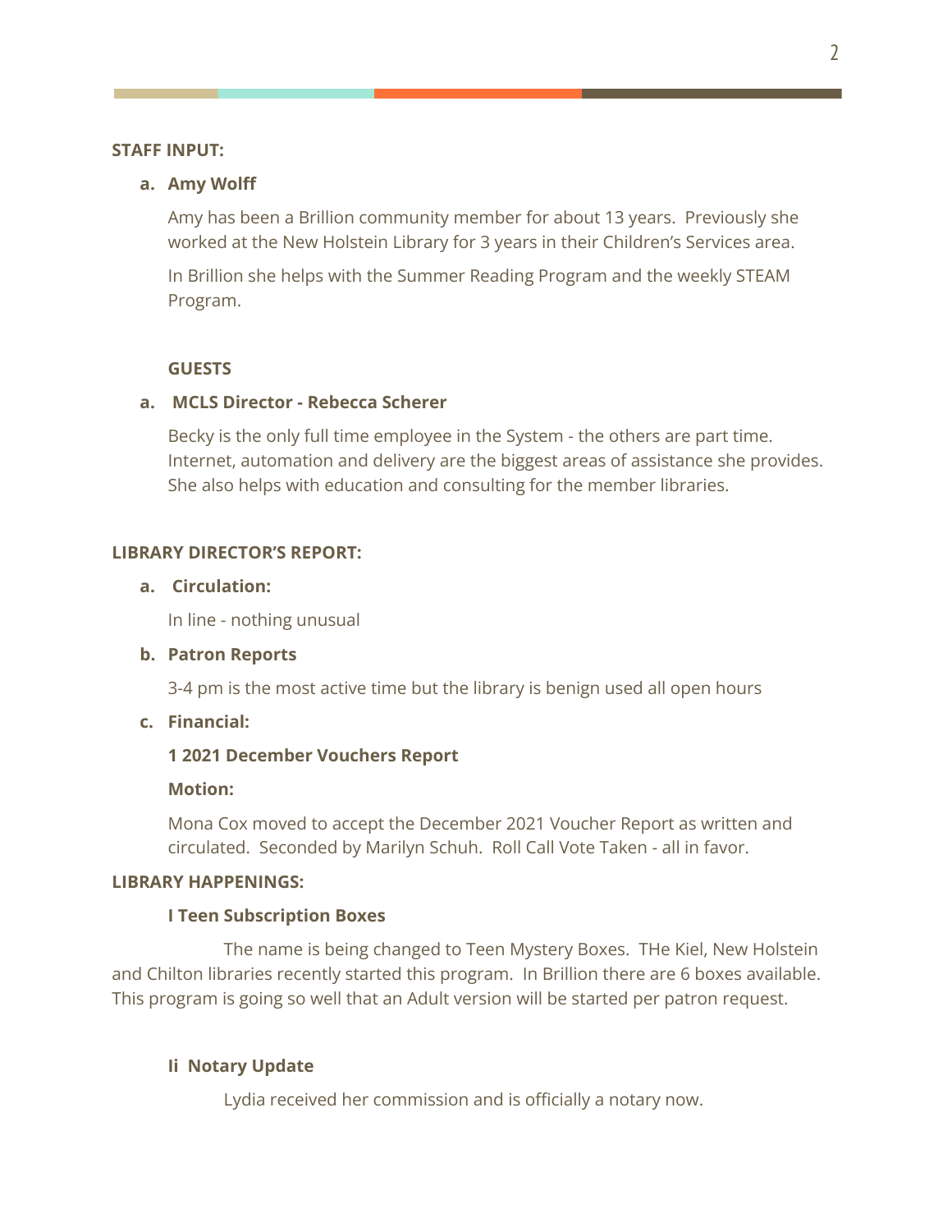**STAFF INPUT:**

**a. Amy Wolff**

Amy has been a Brillion community member for about 13 years. Previously she worked at the New Holstein Library for 3 years in their Children's Services area.

In Brillion she helps with the Summer Reading Program and the weekly STEAM Program.

**GUESTS**

**a. MCLS Director - Rebecca Scherer**

Becky is the only full time employee in the System - the others are part time. Internet, automation and delivery are the biggest areas of assistance she provides. She also helps with education and consulting for the member libraries.

**LIBRARY DIRECTOR'S REPORT:**

**a. Circulation:**

In line - nothing unusual

**b. Patron Reports**

3-4 pm is the most active time but the library is benign used all open hours

**c. Financial:**

**1 2021 December Vouchers Report**

**Motion:**

Mona Cox moved to accept the December 2021 Voucher Report as written and circulated. Seconded by Marilyn Schuh. Roll Call Vote Taken - all in favor.

**LIBRARY HAPPENINGS:**

**I Teen Subscription Boxes**

The name is being changed to Teen Mystery Boxes. THe Kiel, New Holstein and Chilton libraries recently started this program. In Brillion there are 6 boxes available. This program is going so well that an Adult version will be started per patron request.

**Ii Notary Update**

Lydia received her commission and is officially a notary now.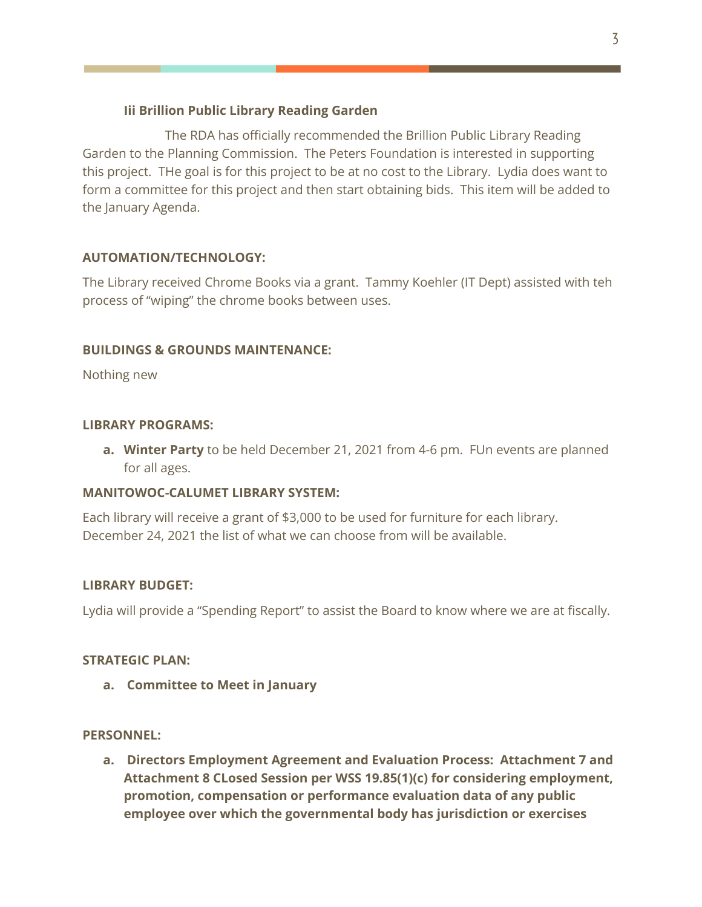**Iii Brillion Public Library Reading Garden**

The RDA has officially recommended the Brillion Public Library Reading Garden to the Planning Commission. The Peters Foundation is interested in supporting this project. THe goal is for this project to be at no cost to the Library. Lydia does want to form a committee for this project and then start obtaining bids. This item will be added to the January Agenda.

**AUTOMATION/TECHNOLOGY:**

The Library received Chrome Books via a grant. Tammy Koehler (IT Dept) assisted with teh process of "wiping" the chrome books between uses.

**BUILDINGS & GROUNDS MAINTENANCE:**

Nothing new

**LIBRARY PROGRAMS:**

a. **Winter Party** to be held December 21, 2021 from 4-6 pm. FUn events are planned for all ages.

**MANITOWOC-CALUMET LIBRARY SYSTEM:**

Each library will receive a grant of $3,000 to be used for furniture for each library. December 24, 2021 the list of what we can choose from will be available.

**LIBRARY BUDGET:**

Lydia will provide a "Spending Report" to assist the Board to know where we are at fiscally.

**STRATEGIC PLAN:**

a. **Committee to Meet in January**

**PERSONNEL:**

a. **Directors Employment Agreement and Evaluation Process: Attachment 7 and Attachment 8 CLosed Session per WSS 19.85(1)(c) for considering employment, promotion, compensation or performance evaluation data of any public employee over which the governmental body has jurisdiction or exercises**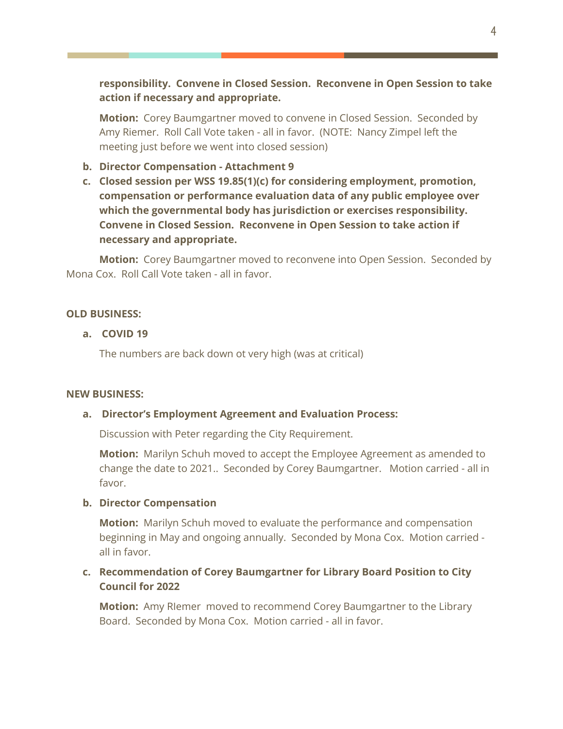**responsibility. Convene in Closed Session. Reconvene in Open Session to take action if necessary and appropriate.**

**Motion:** Corey Baumgartner moved to convene in Closed Session. Seconded by Amy Riemer. Roll Call Vote taken - all in favor. (NOTE: Nancy Zimpel left the meeting just before we went into closed session)

b. **Director Compensation - Attachment 9**
c. **Closed session per WSS 19.85(1)(c) for considering employment, promotion, compensation or performance evaluation data of any public employee over which the governmental body has jurisdiction or exercises responsibility. Convene in Closed Session. Reconvene in Open Session to take action if necessary and appropriate.**

**Motion:** Corey Baumgartner moved to reconvene into Open Session. Seconded by Mona Cox. Roll Call Vote taken - all in favor.

**OLD BUSINESS:**

a. **COVID 19**

The numbers are back down ot very high (was at critical)

**NEW BUSINESS:**

a. **Director's Employment Agreement and Evaluation Process:**

Discussion with Peter regarding the City Requirement.

**Motion:** Marilyn Schuh moved to accept the Employee Agreement as amended to change the date to 2021.. Seconded by Corey Baumgartner. Motion carried - all in favor.

b. **Director Compensation**

**Motion:** Marilyn Schuh moved to evaluate the performance and compensation beginning in May and ongoing annually. Seconded by Mona Cox. Motion carried - all in favor.

c. **Recommendation of Corey Baumgartner for Library Board Position to City Council for 2022**

**Motion:** Amy RIemer moved to recommend Corey Baumgartner to the Library Board. Seconded by Mona Cox. Motion carried - all in favor.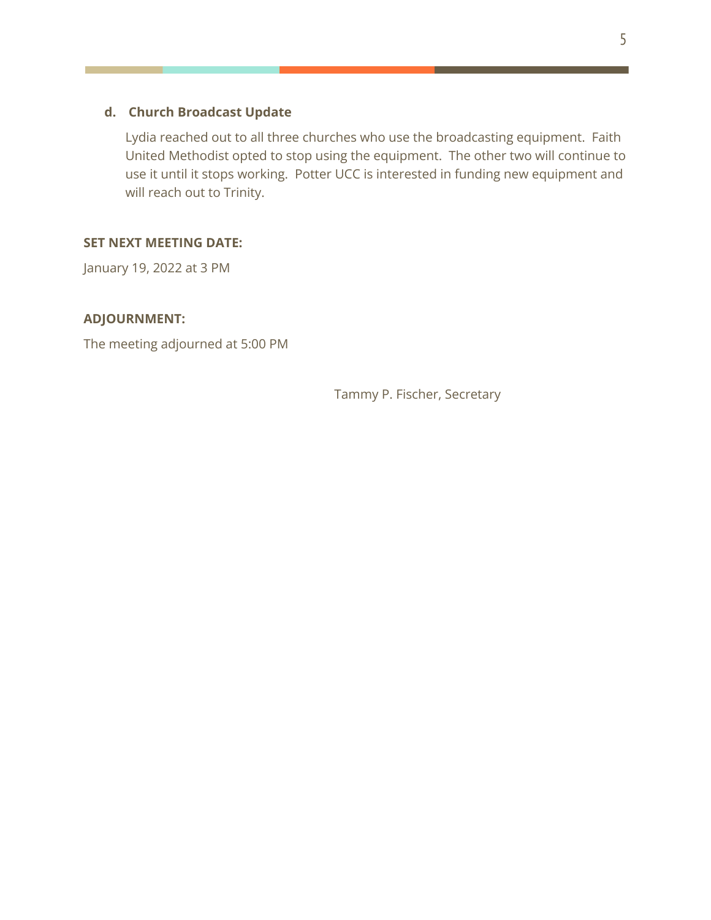**d. Church Broadcast Update**

Lydia reached out to all three churches who use the broadcasting equipment. Faith United Methodist opted to stop using the equipment. The other two will continue to use it until it stops working. Potter UCC is interested in funding new equipment and will reach out to Trinity.

**SET NEXT MEETING DATE:**

January 19, 2022 at 3 PM

**ADJOURNMENT:**

The meeting adjourned at 5:00 PM

Tammy P. Fischer, Secretary